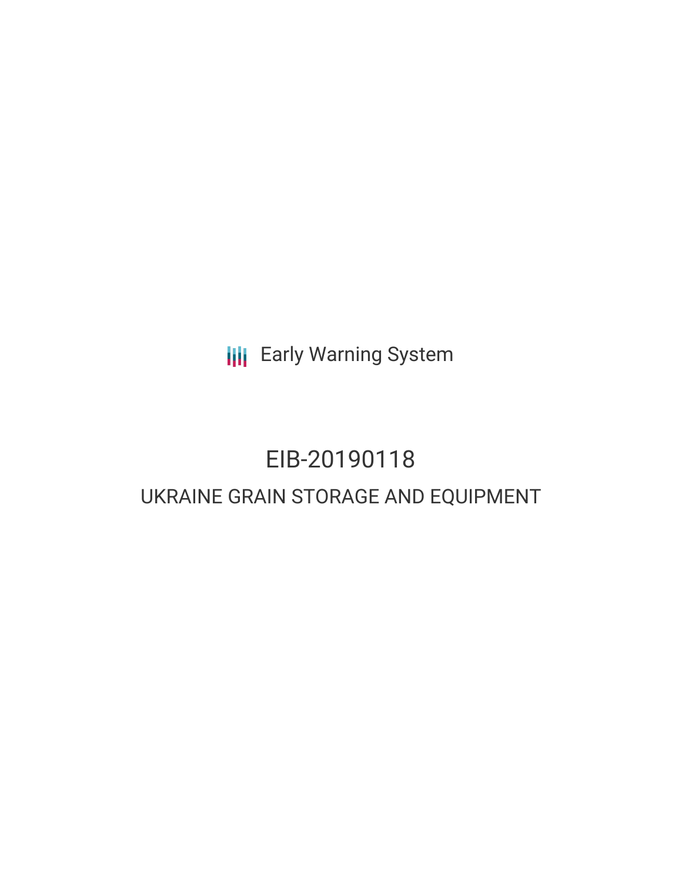Early Warning System

# EIB-20190118

## UKRAINE GRAIN STORAGE AND EQUIPMENT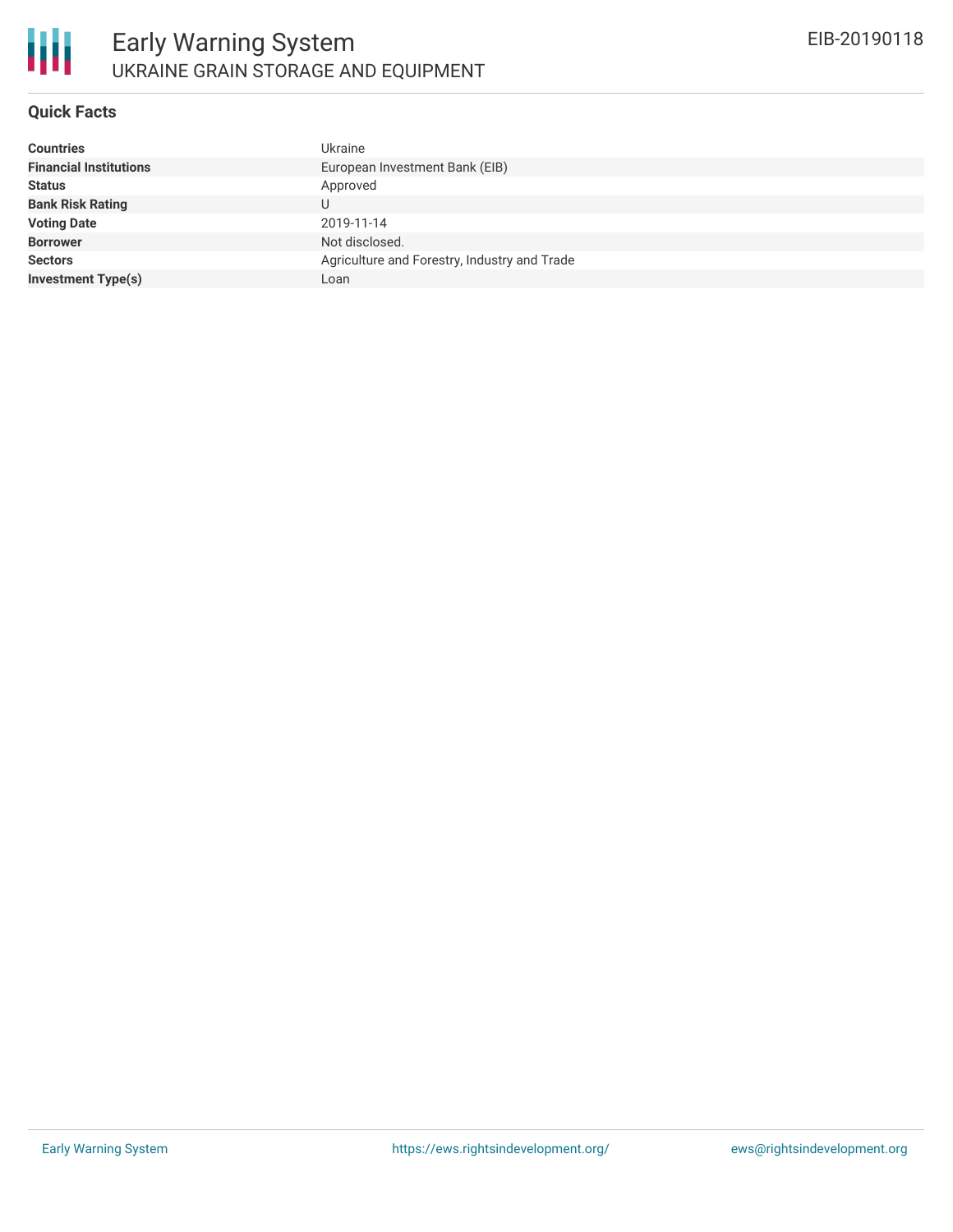# Early Warning System

UKRAINE GRAIN STORAGE AND EQUIPMENT

EIB-20190118

## Quick Facts

| | |
|---|---|
| **Countries** | Ukraine |
| **Financial Institutions** | European Investment Bank (EIB) |
| **Status** | Approved |
| **Bank Risk Rating** | U |
| **Voting Date** | 2019-11-14 |
| **Borrower** | Not disclosed. |
| **Sectors** | Agriculture and Forestry, Industry and Trade |
| **Investment Type(s)** | Loan |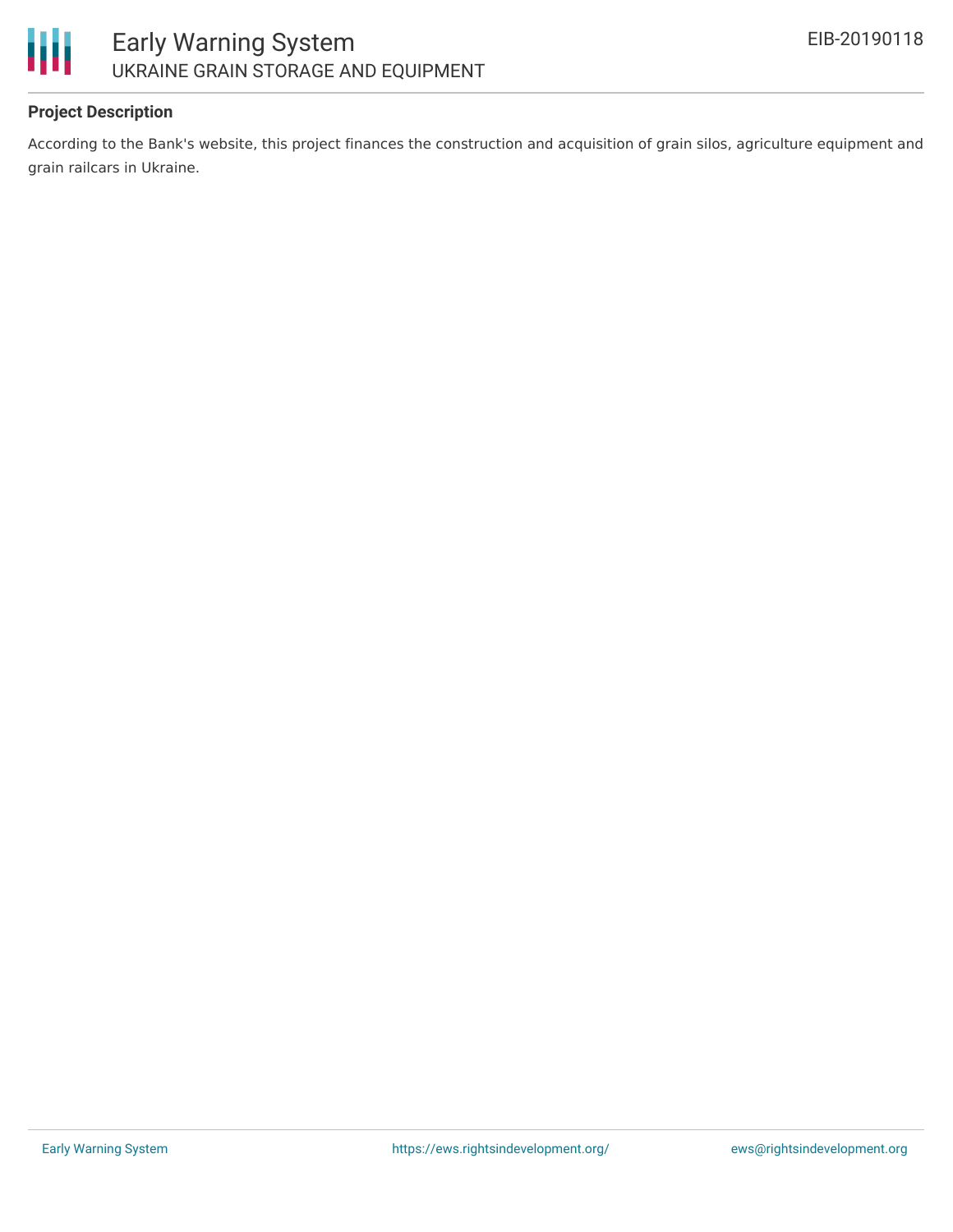**Project Description**

According to the Bank's website, this project finances the construction and acquisition of grain silos, agriculture equipment and grain railcars in Ukraine.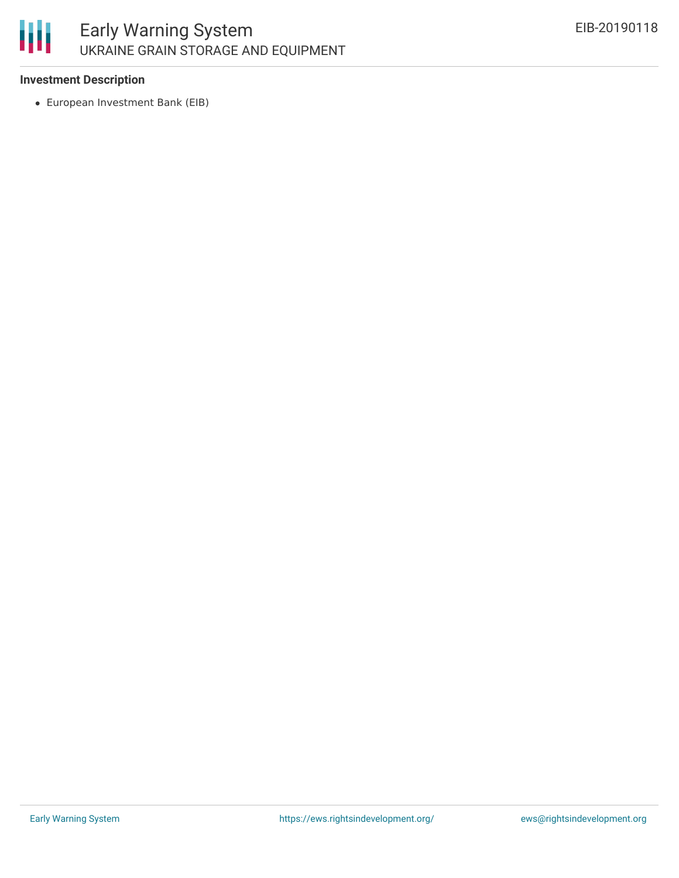**Investment Description**

- European Investment Bank (EIB)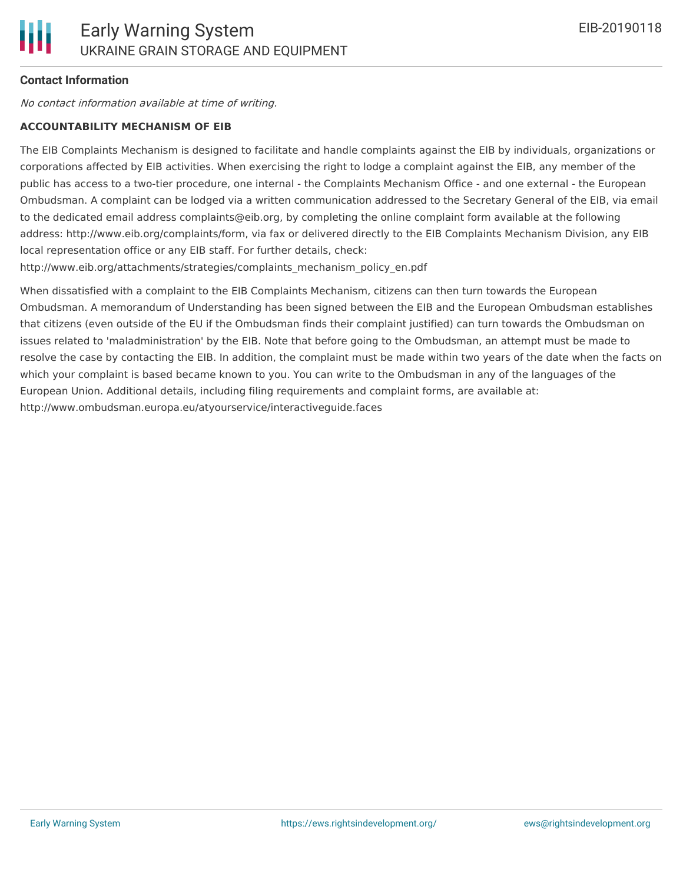**Contact Information**

*No contact information available at time of writing.*

**ACCOUNTABILITY MECHANISM OF EIB**

The EIB Complaints Mechanism is designed to facilitate and handle complaints against the EIB by individuals, organizations or corporations affected by EIB activities. When exercising the right to lodge a complaint against the EIB, any member of the public has access to a two-tier procedure, one internal - the Complaints Mechanism Office - and one external - the European Ombudsman. A complaint can be lodged via a written communication addressed to the Secretary General of the EIB, via email to the dedicated email address complaints@eib.org, by completing the online complaint form available at the following address: http://www.eib.org/complaints/form, via fax or delivered directly to the EIB Complaints Mechanism Division, any EIB local representation office or any EIB staff. For further details, check: http://www.eib.org/attachments/strategies/complaints_mechanism_policy_en.pdf

When dissatisfied with a complaint to the EIB Complaints Mechanism, citizens can then turn towards the European Ombudsman. A memorandum of Understanding has been signed between the EIB and the European Ombudsman establishes that citizens (even outside of the EU if the Ombudsman finds their complaint justified) can turn towards the Ombudsman on issues related to 'maladministration' by the EIB. Note that before going to the Ombudsman, an attempt must be made to resolve the case by contacting the EIB. In addition, the complaint must be made within two years of the date when the facts on which your complaint is based became known to you. You can write to the Ombudsman in any of the languages of the European Union. Additional details, including filing requirements and complaint forms, are available at: http://www.ombudsman.europa.eu/atyourservice/interactiveguide.faces